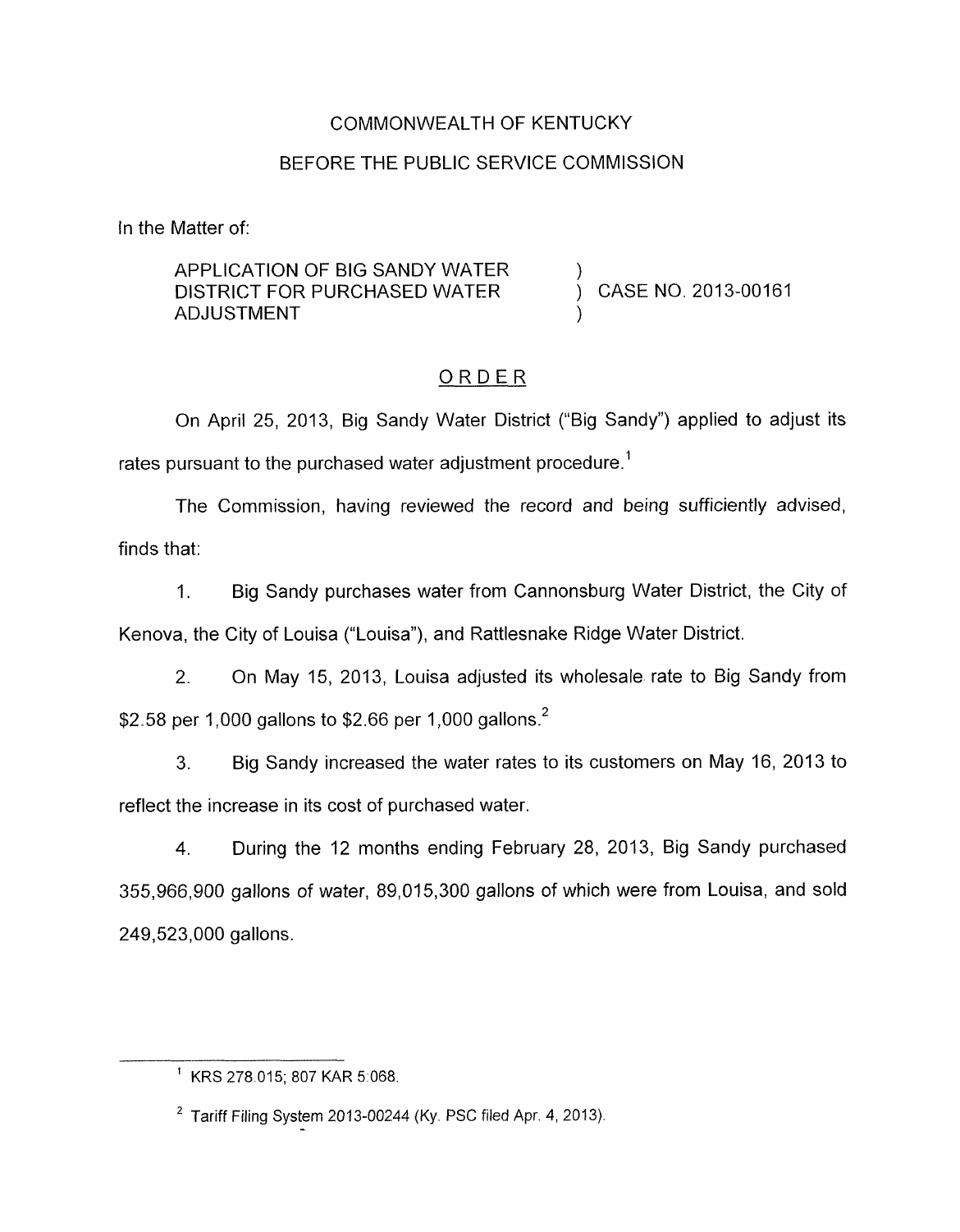COMMONWEALTH OF KENTUCKY

BEFORE THE PUBLIC SERVICE COMMISSION

In the Matter of:

| | | |
|---|---|---|
| APPLICATION OF BIG SANDY WATER DISTRICT FOR PURCHASED WATER ADJUSTMENT | ) ) ) | CASE NO. 2013-00161 |

## ORDER

On April 25, 2013, Big Sandy Water District ("Big Sandy") applied to adjust its rates pursuant to the purchased water adjustment procedure.[1]

The Commission, having reviewed the record and being sufficiently advised, finds that:

1. Big Sandy purchases water from Cannonsburg Water District, the City of Kenova, the City of Louisa ("Louisa"), and Rattlesnake Ridge Water District.

2. On May 15, 2013, Louisa adjusted its wholesale rate to Big Sandy from $2.58 per 1,000 gallons to $2.66 per 1,000 gallons.[2]

3. Big Sandy increased the water rates to its customers on May 16, 2013 to reflect the increase in its cost of purchased water.

4. During the 12 months ending February 28, 2013, Big Sandy purchased 355,966,900 gallons of water, 89,015,300 gallons of which were from Louisa, and sold 249,523,000 gallons.

---

[1] KRS 278.015; 807 KAR 5:068.

[2] Tariff Filing System 2013-00244 (Ky. PSC filed Apr. 4, 2013).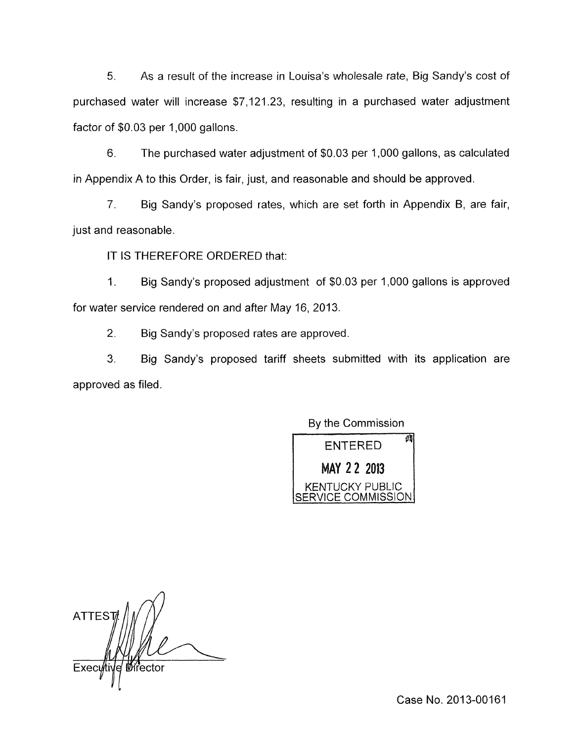5. As a result of the increase in Louisa's wholesale rate, Big Sandy's cost of purchased water will increase $7,121.23, resulting in a purchased water adjustment factor of $0.03 per 1,000 gallons.

6. The purchased water adjustment of $0.03 per 1,000 gallons, as calculated in Appendix A to this Order, is fair, just, and reasonable and should be approved.

7. Big Sandy's proposed rates, which are set forth in Appendix B, are fair, just and reasonable.

IT IS THEREFORE ORDERED that:

1. Big Sandy's proposed adjustment of $0.03 per 1,000 gallons is approved for water service rendered on and after May 16, 2013.

2. Big Sandy's proposed rates are approved.

3. Big Sandy's proposed tariff sheets submitted with its application are approved as filed.

By the Commission

ENTERED
MAY 22 2013
KENTUCKY PUBLIC SERVICE COMMISSION

ATTEST:

Executive Director

Case No. 2013-00161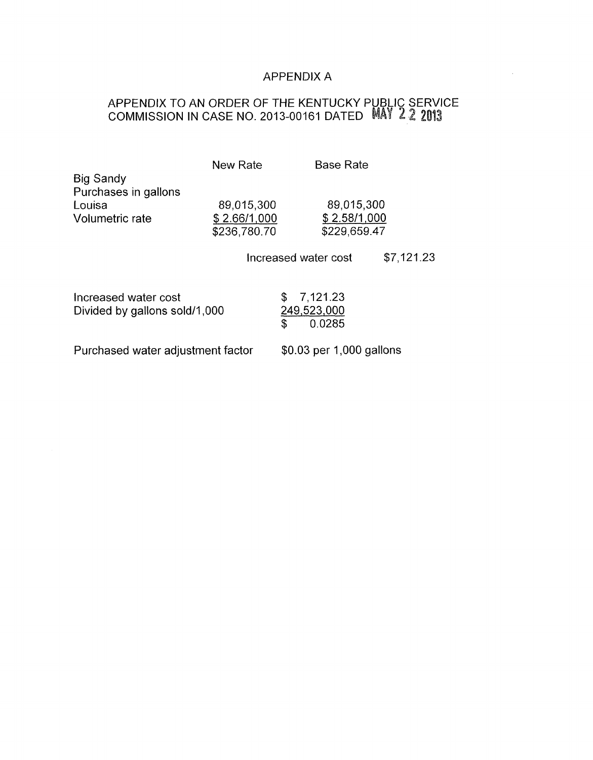# APPENDIX A

## APPENDIX TO AN ORDER OF THE KENTUCKY PUBLIC SERVICE COMMISSION IN CASE NO. 2013-00161 DATED MAY 22 2013

| | New Rate | Base Rate | |
|---|---|---|---|
| Big Sandy | | | |
| Purchases in gallons | | | |
| Louisa | 89,015,300 | 89,015,300 | |
| Volumetric rate | $ 2.66/1,000 | $ 2.58/1,000 | |
| | $236,780.70 | $229,659.47 | |
| | | Increased water cost | $7,121.23 |

| | |
|---|---|
| Increased water cost | $ 7,121.23 |
| Divided by gallons sold/1,000 | 249,523,000 |
| | $ 0.0285 |

Purchased water adjustment factor $0.03 per 1,000 gallons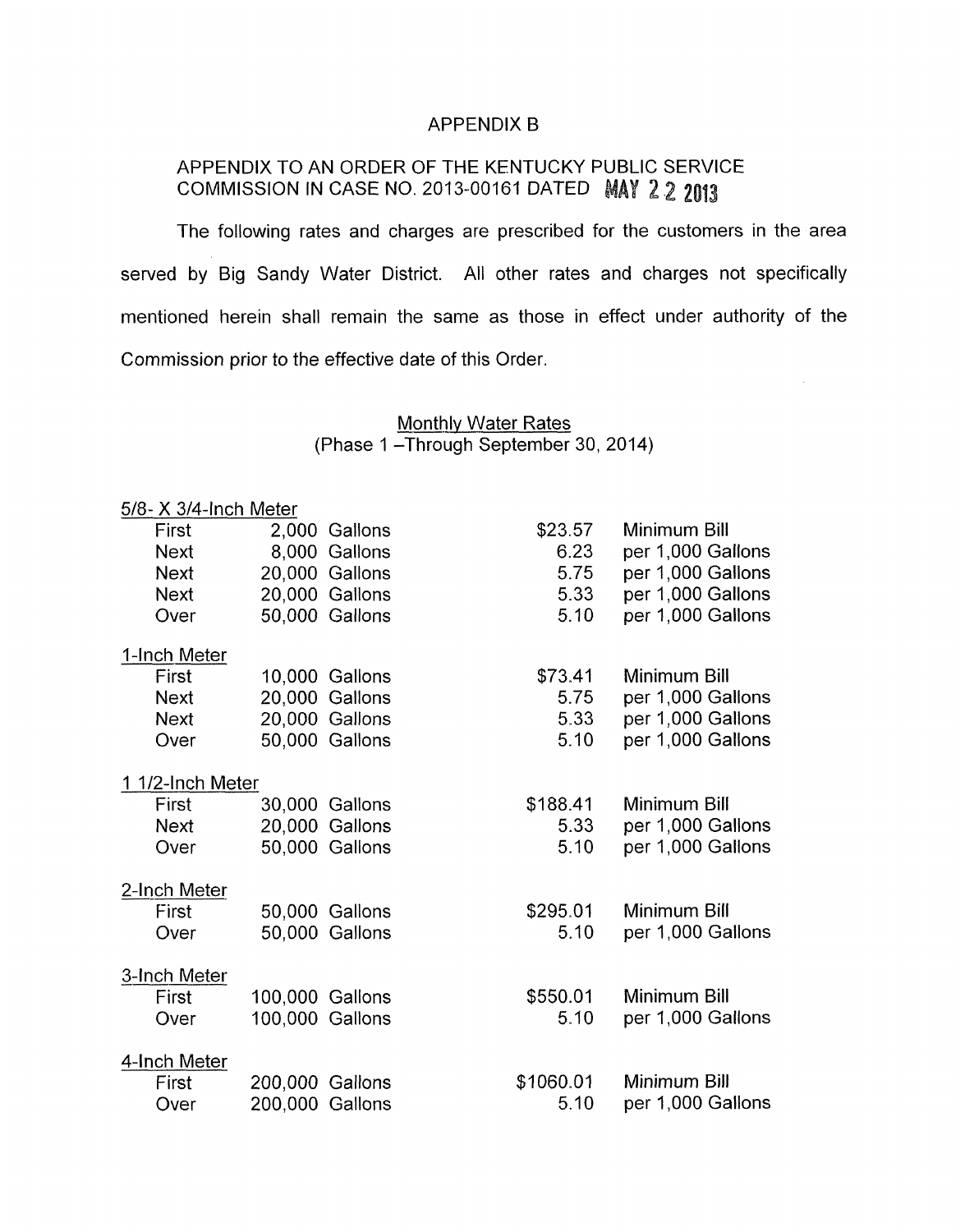# APPENDIX B

## APPENDIX TO AN ORDER OF THE KENTUCKY PUBLIC SERVICE COMMISSION IN CASE NO. 2013-00161 DATED MAY 22 2013

The following rates and charges are prescribed for the customers in the area served by Big Sandy Water District. All other rates and charges not specifically mentioned herein shall remain the same as those in effect under authority of the Commission prior to the effective date of this Order.

### Monthly Water Rates
(Phase 1 –Through September 30, 2014)

| | | | |
|---|---|---|---|
| **5/8- X 3/4-Inch Meter** | | | |
| First | 2,000 Gallons | $23.57 | Minimum Bill |
| Next | 8,000 Gallons | 6.23 | per 1,000 Gallons |
| Next | 20,000 Gallons | 5.75 | per 1,000 Gallons |
| Next | 20,000 Gallons | 5.33 | per 1,000 Gallons |
| Over | 50,000 Gallons | 5.10 | per 1,000 Gallons |
| **1-Inch Meter** | | | |
| First | 10,000 Gallons | $73.41 | Minimum Bill |
| Next | 20,000 Gallons | 5.75 | per 1,000 Gallons |
| Next | 20,000 Gallons | 5.33 | per 1,000 Gallons |
| Over | 50,000 Gallons | 5.10 | per 1,000 Gallons |
| **1 1/2-Inch Meter** | | | |
| First | 30,000 Gallons | $188.41 | Minimum Bill |
| Next | 20,000 Gallons | 5.33 | per 1,000 Gallons |
| Over | 50,000 Gallons | 5.10 | per 1,000 Gallons |
| **2-Inch Meter** | | | |
| First | 50,000 Gallons | $295.01 | Minimum Bill |
| Over | 50,000 Gallons | 5.10 | per 1,000 Gallons |
| **3-Inch Meter** | | | |
| First | 100,000 Gallons | $550.01 | Minimum Bill |
| Over | 100,000 Gallons | 5.10 | per 1,000 Gallons |
| **4-Inch Meter** | | | |
| First | 200,000 Gallons | $1060.01 | Minimum Bill |
| Over | 200,000 Gallons | 5.10 | per 1,000 Gallons |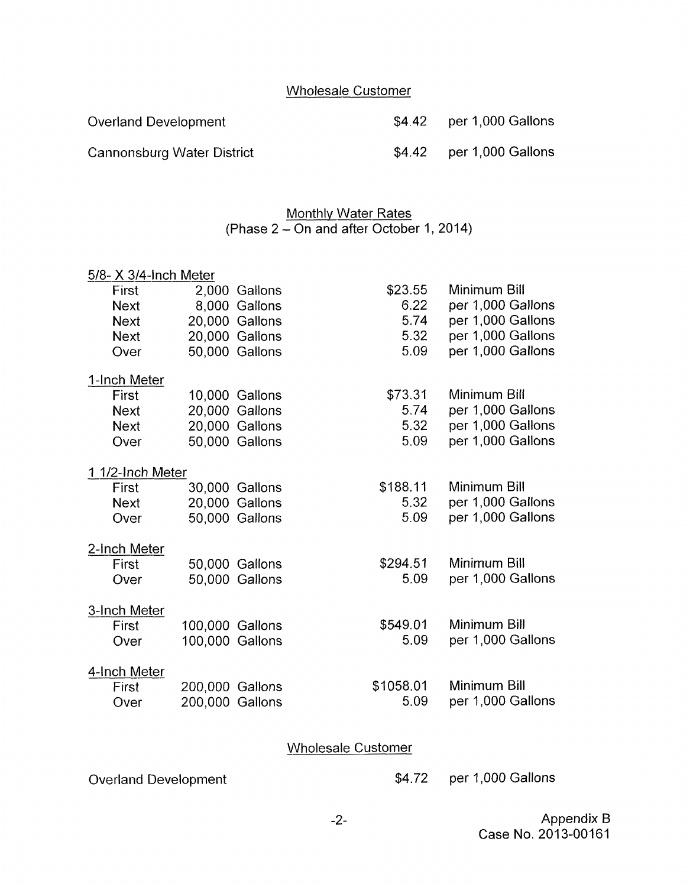### Wholesale Customer

| | | |
|---|---|---|
| Overland Development | $4.42 | per 1,000 Gallons |
| Cannonsburg Water District | $4.42 | per 1,000 Gallons |

### Monthly Water Rates
(Phase 2 – On and after October 1, 2014)

**5/8- X 3/4-Inch Meter**

| | | | |
|---|---|---|---|
| First | 2,000 Gallons | $23.55 | Minimum Bill |
| Next | 8,000 Gallons | 6.22 | per 1,000 Gallons |
| Next | 20,000 Gallons | 5.74 | per 1,000 Gallons |
| Next | 20,000 Gallons | 5.32 | per 1,000 Gallons |
| Over | 50,000 Gallons | 5.09 | per 1,000 Gallons |

**1-Inch Meter**

| | | | |
|---|---|---|---|
| First | 10,000 Gallons | $73.31 | Minimum Bill |
| Next | 20,000 Gallons | 5.74 | per 1,000 Gallons |
| Next | 20,000 Gallons | 5.32 | per 1,000 Gallons |
| Over | 50,000 Gallons | 5.09 | per 1,000 Gallons |

**1 1/2-Inch Meter**

| | | | |
|---|---|---|---|
| First | 30,000 Gallons | $188.11 | Minimum Bill |
| Next | 20,000 Gallons | 5.32 | per 1,000 Gallons |
| Over | 50,000 Gallons | 5.09 | per 1,000 Gallons |

**2-Inch Meter**

| | | | |
|---|---|---|---|
| First | 50,000 Gallons | $294.51 | Minimum Bill |
| Over | 50,000 Gallons | 5.09 | per 1,000 Gallons |

**3-Inch Meter**

| | | | |
|---|---|---|---|
| First | 100,000 Gallons | $549.01 | Minimum Bill |
| Over | 100,000 Gallons | 5.09 | per 1,000 Gallons |

**4-Inch Meter**

| | | | |
|---|---|---|---|
| First | 200,000 Gallons | $1058.01 | Minimum Bill |
| Over | 200,000 Gallons | 5.09 | per 1,000 Gallons |

### Wholesale Customer

| | | |
|---|---|---|
| Overland Development | $4.72 | per 1,000 Gallons |

Appendix B
Case No. 2013-00161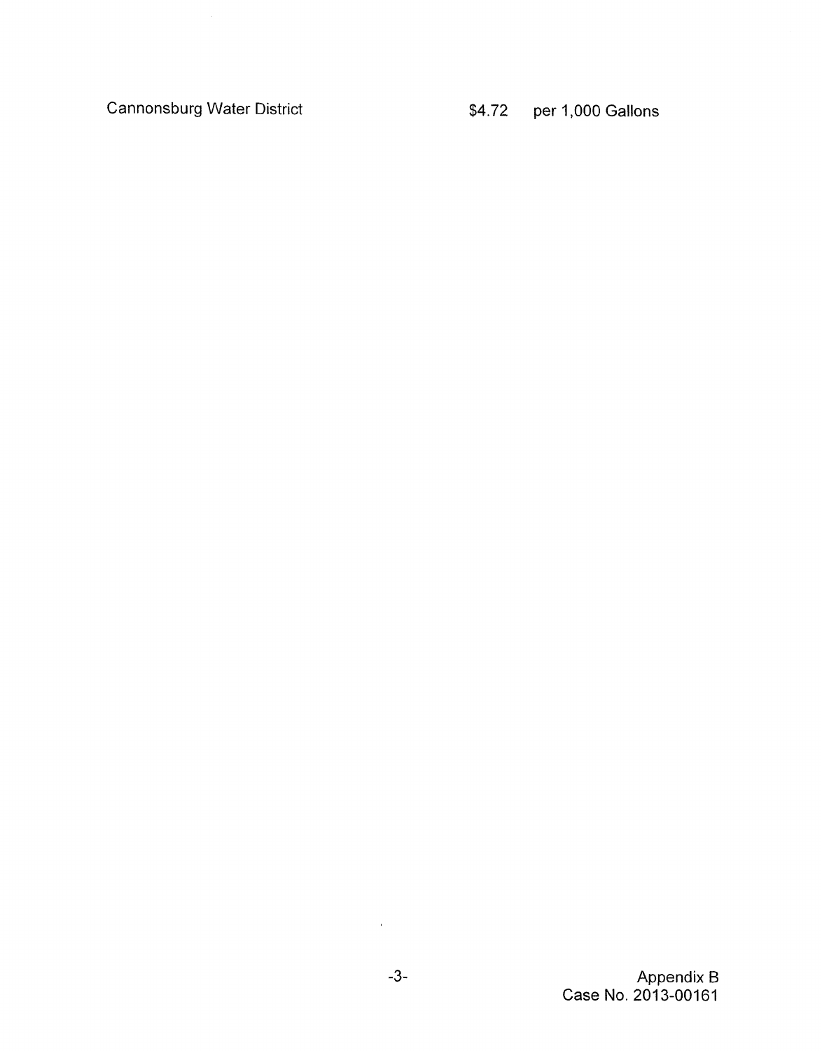| | |
|---|---|
| Cannonsburg Water District | $4.72 per 1,000 Gallons |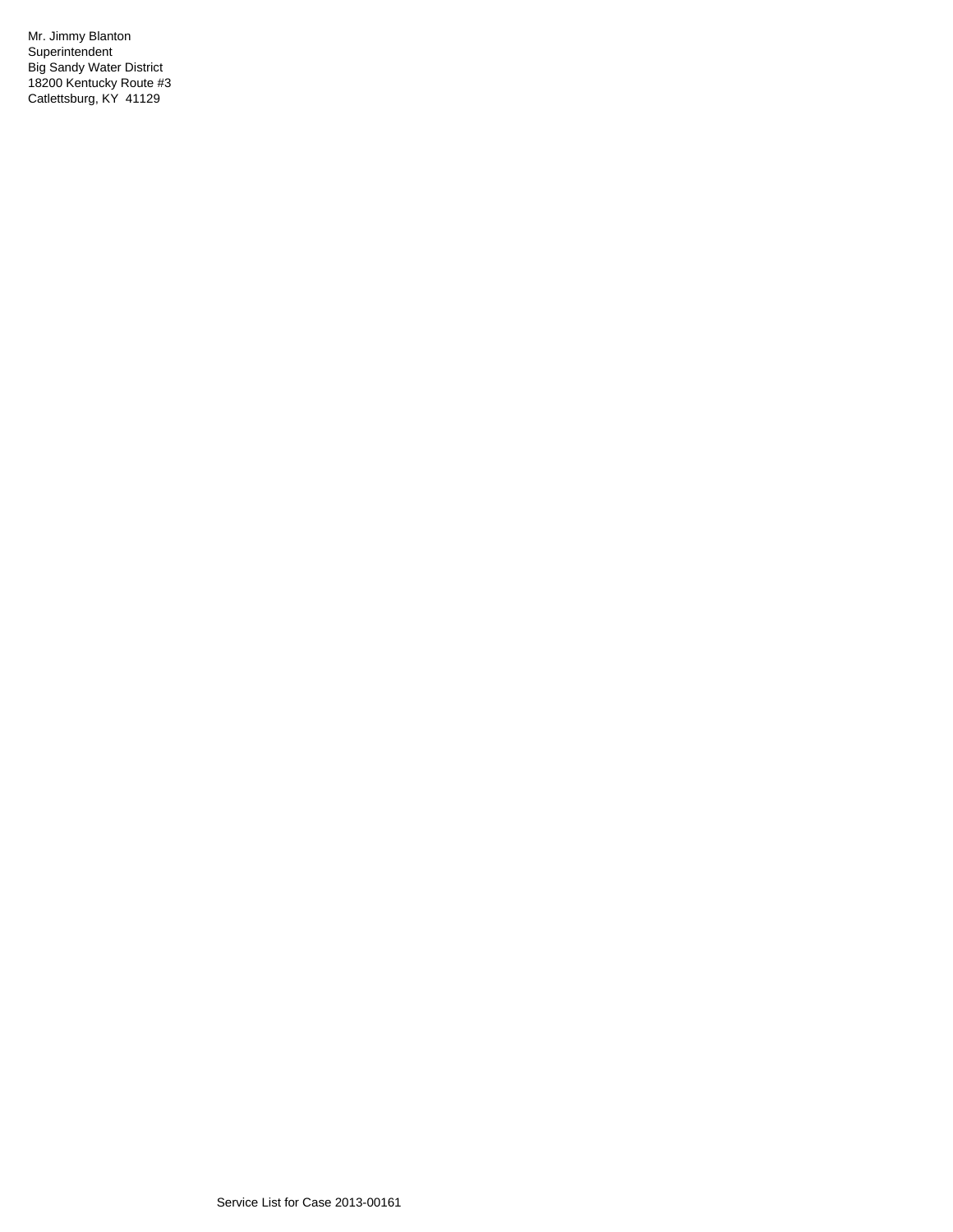Mr. Jimmy Blanton
Superintendent
Big Sandy Water District
18200 Kentucky Route #3
Catlettsburg, KY  41129